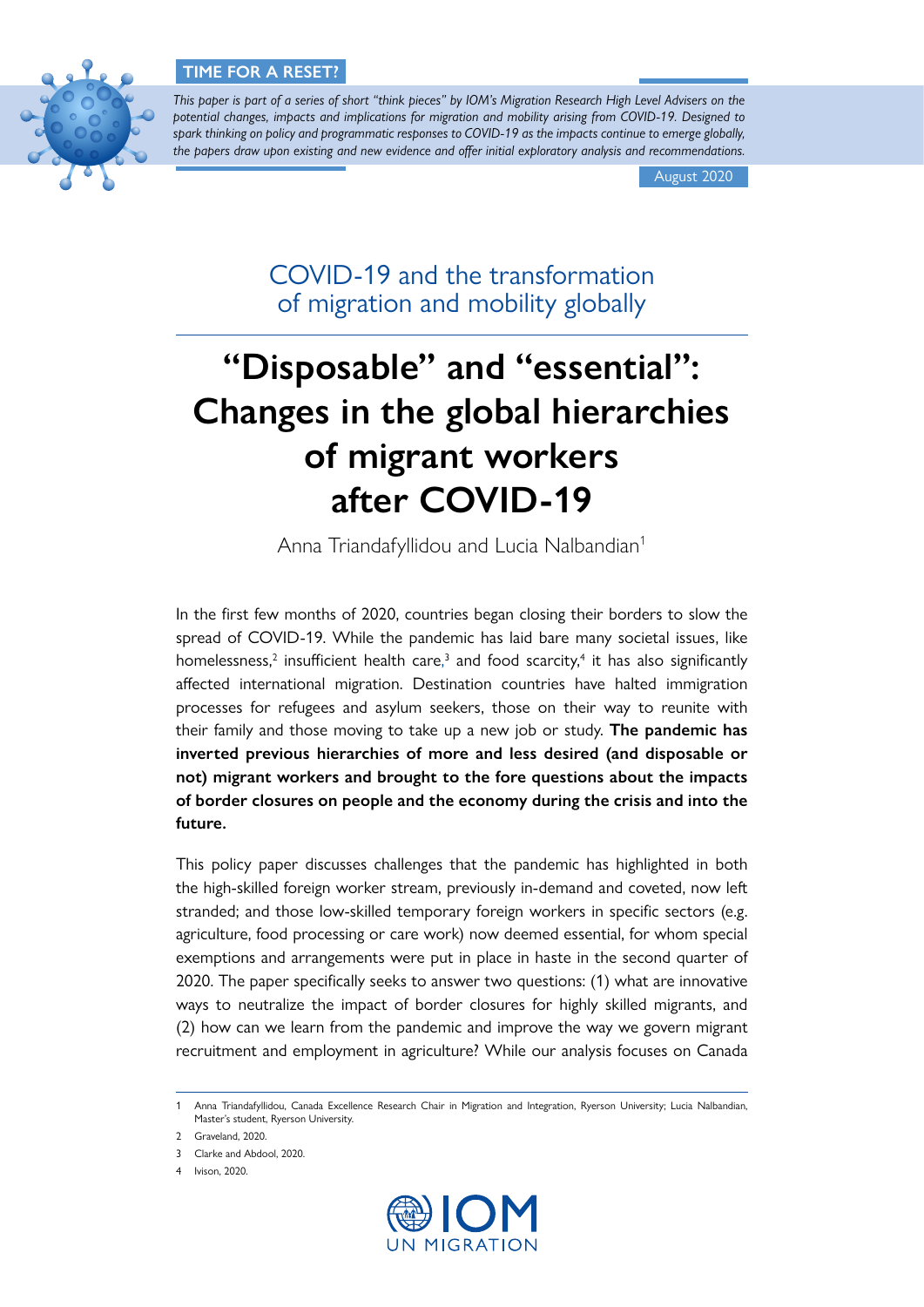**TIME FOR A RESET?**

*This paper is part of a series of short "think pieces" by IOM's Migration Research High Level Advisers on the potential changes, impacts and implications for migration and mobility arising from COVID-19. Designed to spark thinking on policy and programmatic responses to COVID-19 as the impacts continue to emerge globally, the papers draw upon existing and new evidence and offer initial exploratory analysis and recommendations.*

August 2020

## COVID-19 and the transformation of migration and mobility globally

# "Disposable" and "essential": Changes in the global hierarchies of migrant workers after COVID-19

Anna Triandafyllidou and Lucia Nalbandian[1]

In the first few months of 2020, countries began closing their borders to slow the spread of COVID-19. While the pandemic has laid bare many societal issues, like homelessness,[2] insufficient health care,[3] and food scarcity,[4] it has also significantly affected international migration. Destination countries have halted immigration processes for refugees and asylum seekers, those on their way to reunite with their family and those moving to take up a new job or study. **The pandemic has inverted previous hierarchies of more and less desired (and disposable or not) migrant workers and brought to the fore questions about the impacts of border closures on people and the economy during the crisis and into the future.**

This policy paper discusses challenges that the pandemic has highlighted in both the high-skilled foreign worker stream, previously in-demand and coveted, now left stranded; and those low-skilled temporary foreign workers in specific sectors (e.g. agriculture, food processing or care work) now deemed essential, for whom special exemptions and arrangements were put in place in haste in the second quarter of 2020. The paper specifically seeks to answer two questions: (1) what are innovative ways to neutralize the impact of border closures for highly skilled migrants, and (2) how can we learn from the pandemic and improve the way we govern migrant recruitment and employment in agriculture? While our analysis focuses on Canada

1 Anna Triandafyllidou, Canada Excellence Research Chair in Migration and Integration, Ryerson University; Lucia Nalbandian, Master's student, Ryerson University.

2 Graveland, 2020.

3 Clarke and Abdool, 2020.

4 Ivison, 2020.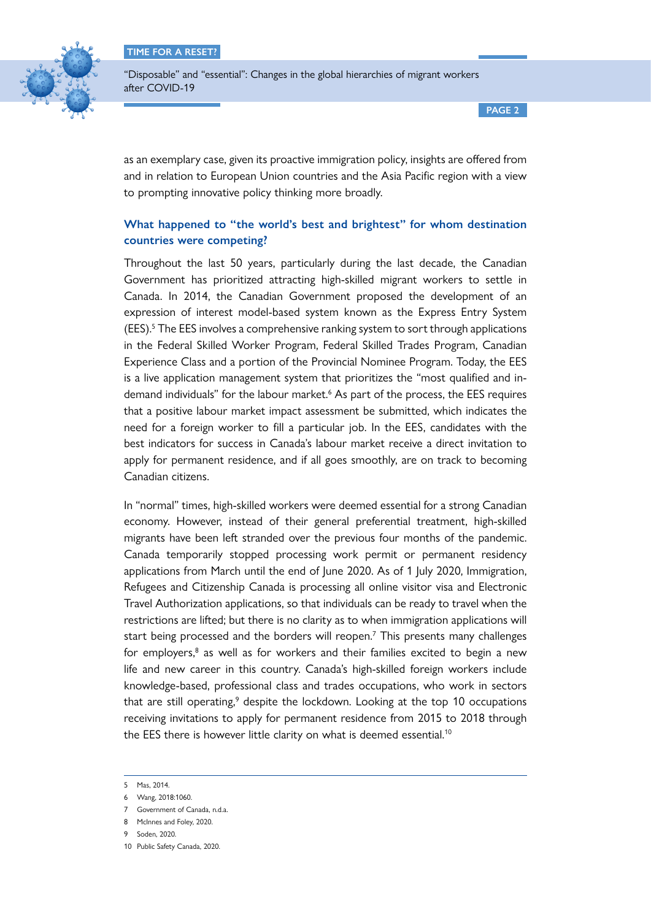as an exemplary case, given its proactive immigration policy, insights are offered from and in relation to European Union countries and the Asia Pacific region with a view to prompting innovative policy thinking more broadly.

### What happened to "the world's best and brightest" for whom destination countries were competing?

Throughout the last 50 years, particularly during the last decade, the Canadian Government has prioritized attracting high-skilled migrant workers to settle in Canada. In 2014, the Canadian Government proposed the development of an expression of interest model-based system known as the Express Entry System (EES).[5] The EES involves a comprehensive ranking system to sort through applications in the Federal Skilled Worker Program, Federal Skilled Trades Program, Canadian Experience Class and a portion of the Provincial Nominee Program. Today, the EES is a live application management system that prioritizes the "most qualified and in-demand individuals" for the labour market.[6] As part of the process, the EES requires that a positive labour market impact assessment be submitted, which indicates the need for a foreign worker to fill a particular job. In the EES, candidates with the best indicators for success in Canada's labour market receive a direct invitation to apply for permanent residence, and if all goes smoothly, are on track to becoming Canadian citizens.

In "normal" times, high-skilled workers were deemed essential for a strong Canadian economy. However, instead of their general preferential treatment, high-skilled migrants have been left stranded over the previous four months of the pandemic. Canada temporarily stopped processing work permit or permanent residency applications from March until the end of June 2020. As of 1 July 2020, Immigration, Refugees and Citizenship Canada is processing all online visitor visa and Electronic Travel Authorization applications, so that individuals can be ready to travel when the restrictions are lifted; but there is no clarity as to when immigration applications will start being processed and the borders will reopen.[7] This presents many challenges for employers,[8] as well as for workers and their families excited to begin a new life and new career in this country. Canada's high-skilled foreign workers include knowledge-based, professional class and trades occupations, who work in sectors that are still operating,[9] despite the lockdown. Looking at the top 10 occupations receiving invitations to apply for permanent residence from 2015 to 2018 through the EES there is however little clarity on what is deemed essential.[10]

---

5 Mas, 2014.

6 Wang, 2018:1060.

7 Government of Canada, n.d.a.

8 McInnes and Foley, 2020.

9 Soden, 2020.

10 Public Safety Canada, 2020.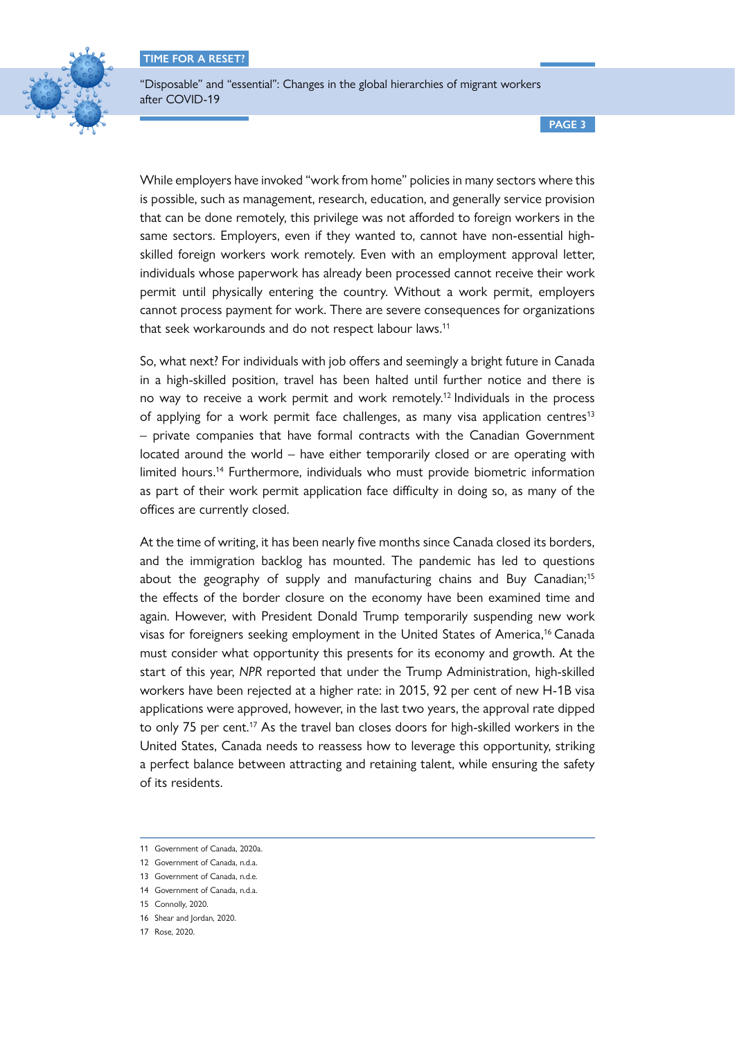While employers have invoked "work from home" policies in many sectors where this is possible, such as management, research, education, and generally service provision that can be done remotely, this privilege was not afforded to foreign workers in the same sectors. Employers, even if they wanted to, cannot have non-essential high-skilled foreign workers work remotely. Even with an employment approval letter, individuals whose paperwork has already been processed cannot receive their work permit until physically entering the country. Without a work permit, employers cannot process payment for work. There are severe consequences for organizations that seek workarounds and do not respect labour laws.[11]

So, what next? For individuals with job offers and seemingly a bright future in Canada in a high-skilled position, travel has been halted until further notice and there is no way to receive a work permit and work remotely.[12] Individuals in the process of applying for a work permit face challenges, as many visa application centres[13] – private companies that have formal contracts with the Canadian Government located around the world – have either temporarily closed or are operating with limited hours.[14] Furthermore, individuals who must provide biometric information as part of their work permit application face difficulty in doing so, as many of the offices are currently closed.

At the time of writing, it has been nearly five months since Canada closed its borders, and the immigration backlog has mounted. The pandemic has led to questions about the geography of supply and manufacturing chains and Buy Canadian;[15] the effects of the border closure on the economy have been examined time and again. However, with President Donald Trump temporarily suspending new work visas for foreigners seeking employment in the United States of America,[16] Canada must consider what opportunity this presents for its economy and growth. At the start of this year, *NPR* reported that under the Trump Administration, high-skilled workers have been rejected at a higher rate: in 2015, 92 per cent of new H-1B visa applications were approved, however, in the last two years, the approval rate dipped to only 75 per cent.[17] As the travel ban closes doors for high-skilled workers in the United States, Canada needs to reassess how to leverage this opportunity, striking a perfect balance between attracting and retaining talent, while ensuring the safety of its residents.

---

11 Government of Canada, 2020a.

12 Government of Canada, n.d.a.

13 Government of Canada, n.d.e.

14 Government of Canada, n.d.a.

15 Connolly, 2020.

16 Shear and Jordan, 2020.

17 Rose, 2020.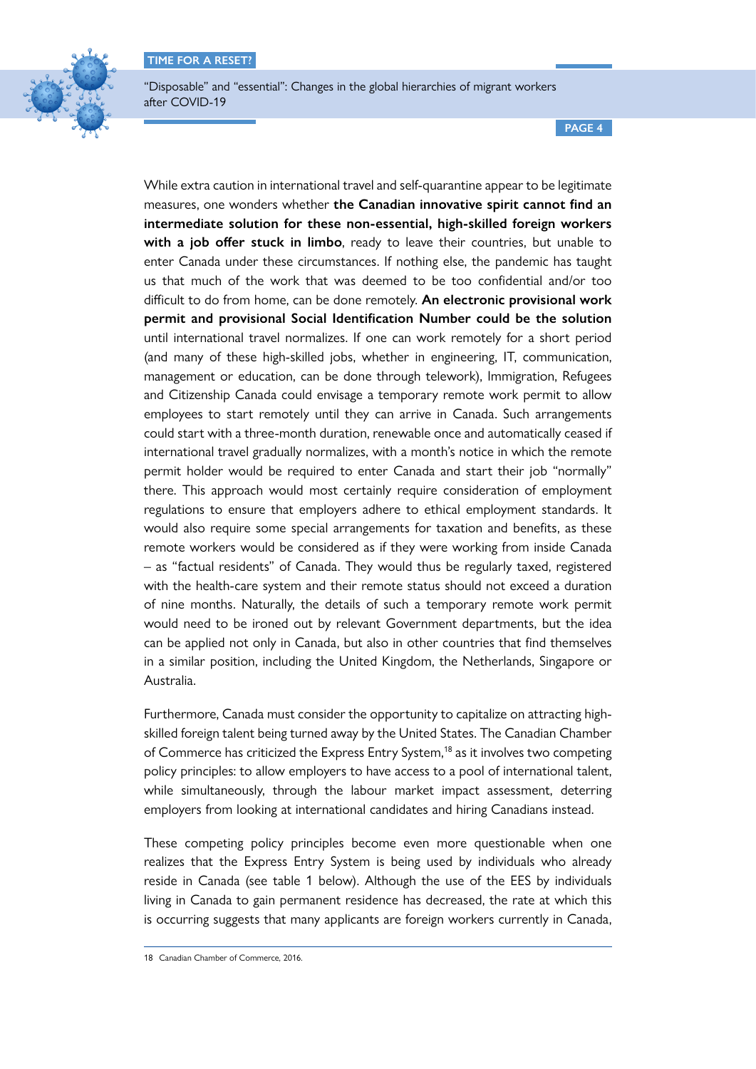While extra caution in international travel and self-quarantine appear to be legitimate measures, one wonders whether **the Canadian innovative spirit cannot find an intermediate solution for these non-essential, high-skilled foreign workers with a job offer stuck in limbo**, ready to leave their countries, but unable to enter Canada under these circumstances. If nothing else, the pandemic has taught us that much of the work that was deemed to be too confidential and/or too difficult to do from home, can be done remotely. **An electronic provisional work permit and provisional Social Identification Number could be the solution** until international travel normalizes. If one can work remotely for a short period (and many of these high-skilled jobs, whether in engineering, IT, communication, management or education, can be done through telework), Immigration, Refugees and Citizenship Canada could envisage a temporary remote work permit to allow employees to start remotely until they can arrive in Canada. Such arrangements could start with a three-month duration, renewable once and automatically ceased if international travel gradually normalizes, with a month's notice in which the remote permit holder would be required to enter Canada and start their job "normally" there. This approach would most certainly require consideration of employment regulations to ensure that employers adhere to ethical employment standards. It would also require some special arrangements for taxation and benefits, as these remote workers would be considered as if they were working from inside Canada – as "factual residents" of Canada. They would thus be regularly taxed, registered with the health-care system and their remote status should not exceed a duration of nine months. Naturally, the details of such a temporary remote work permit would need to be ironed out by relevant Government departments, but the idea can be applied not only in Canada, but also in other countries that find themselves in a similar position, including the United Kingdom, the Netherlands, Singapore or Australia.

Furthermore, Canada must consider the opportunity to capitalize on attracting high-skilled foreign talent being turned away by the United States. The Canadian Chamber of Commerce has criticized the Express Entry System,[18] as it involves two competing policy principles: to allow employers to have access to a pool of international talent, while simultaneously, through the labour market impact assessment, deterring employers from looking at international candidates and hiring Canadians instead.

These competing policy principles become even more questionable when one realizes that the Express Entry System is being used by individuals who already reside in Canada (see table 1 below). Although the use of the EES by individuals living in Canada to gain permanent residence has decreased, the rate at which this is occurring suggests that many applicants are foreign workers currently in Canada,

---

18 Canadian Chamber of Commerce, 2016.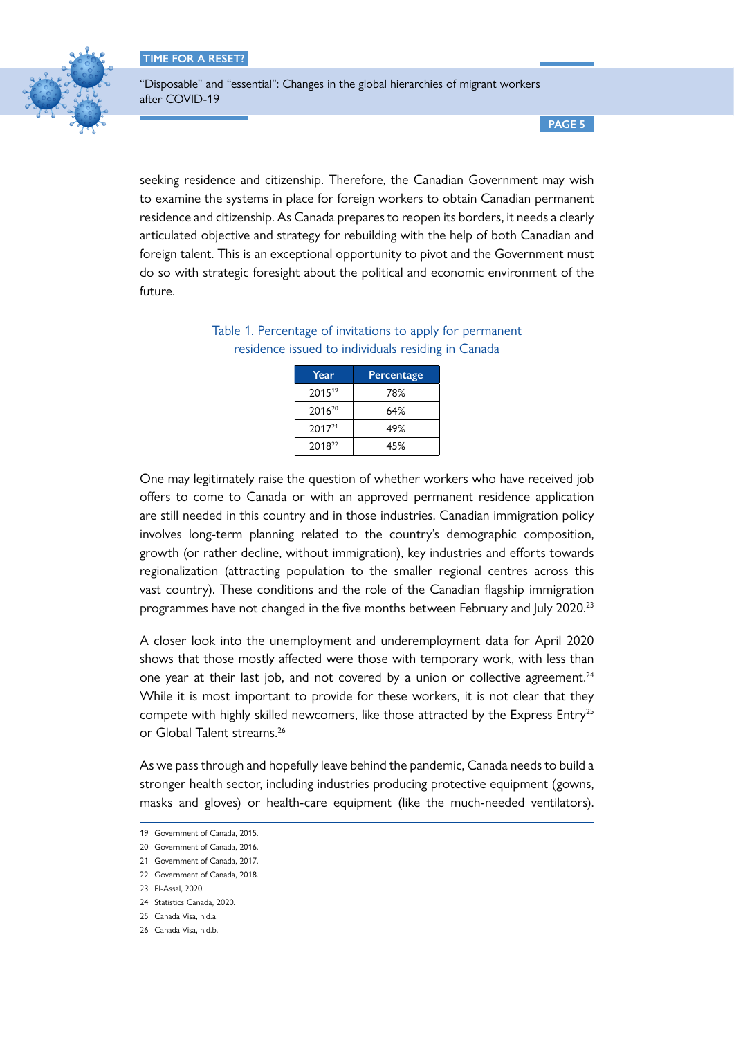seeking residence and citizenship. Therefore, the Canadian Government may wish to examine the systems in place for foreign workers to obtain Canadian permanent residence and citizenship. As Canada prepares to reopen its borders, it needs a clearly articulated objective and strategy for rebuilding with the help of both Canadian and foreign talent. This is an exceptional opportunity to pivot and the Government must do so with strategic foresight about the political and economic environment of the future.

Table 1. Percentage of invitations to apply for permanent residence issued to individuals residing in Canada

| Year | Percentage |
|---|---|
| 2015[19] | 78% |
| 2016[20] | 64% |
| 2017[21] | 49% |
| 2018[22] | 45% |

One may legitimately raise the question of whether workers who have received job offers to come to Canada or with an approved permanent residence application are still needed in this country and in those industries. Canadian immigration policy involves long-term planning related to the country's demographic composition, growth (or rather decline, without immigration), key industries and efforts towards regionalization (attracting population to the smaller regional centres across this vast country). These conditions and the role of the Canadian flagship immigration programmes have not changed in the five months between February and July 2020.[23]

A closer look into the unemployment and underemployment data for April 2020 shows that those mostly affected were those with temporary work, with less than one year at their last job, and not covered by a union or collective agreement.[24] While it is most important to provide for these workers, it is not clear that they compete with highly skilled newcomers, like those attracted by the Express Entry[25] or Global Talent streams.[26]

As we pass through and hopefully leave behind the pandemic, Canada needs to build a stronger health sector, including industries producing protective equipment (gowns, masks and gloves) or health-care equipment (like the much-needed ventilators).

19 Government of Canada, 2015.

20 Government of Canada, 2016.

21 Government of Canada, 2017.

22 Government of Canada, 2018.

23 El-Assal, 2020.

24 Statistics Canada, 2020.

25 Canada Visa, n.d.a.

26 Canada Visa, n.d.b.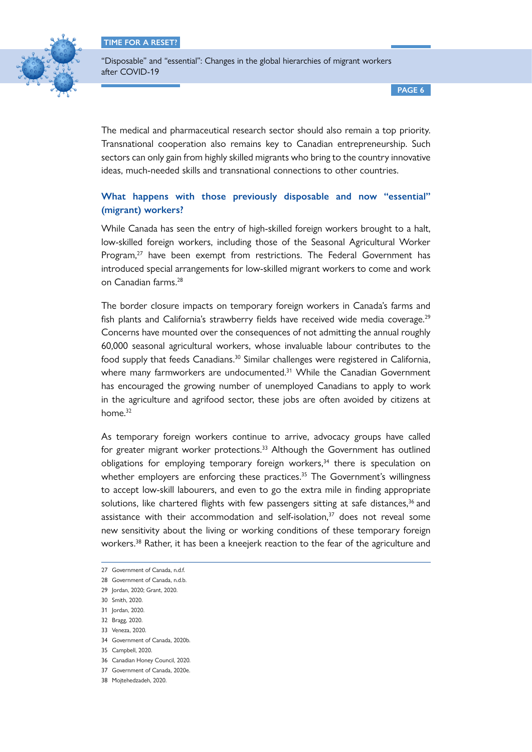The medical and pharmaceutical research sector should also remain a top priority. Transnational cooperation also remains key to Canadian entrepreneurship. Such sectors can only gain from highly skilled migrants who bring to the country innovative ideas, much-needed skills and transnational connections to other countries.

### What happens with those previously disposable and now "essential" (migrant) workers?

While Canada has seen the entry of high-skilled foreign workers brought to a halt, low-skilled foreign workers, including those of the Seasonal Agricultural Worker Program,[27] have been exempt from restrictions. The Federal Government has introduced special arrangements for low-skilled migrant workers to come and work on Canadian farms.[28]

The border closure impacts on temporary foreign workers in Canada's farms and fish plants and California's strawberry fields have received wide media coverage.[29] Concerns have mounted over the consequences of not admitting the annual roughly 60,000 seasonal agricultural workers, whose invaluable labour contributes to the food supply that feeds Canadians.[30] Similar challenges were registered in California, where many farmworkers are undocumented.[31] While the Canadian Government has encouraged the growing number of unemployed Canadians to apply to work in the agriculture and agrifood sector, these jobs are often avoided by citizens at home.[32]

As temporary foreign workers continue to arrive, advocacy groups have called for greater migrant worker protections.[33] Although the Government has outlined obligations for employing temporary foreign workers,[34] there is speculation on whether employers are enforcing these practices.[35] The Government's willingness to accept low-skill labourers, and even to go the extra mile in finding appropriate solutions, like chartered flights with few passengers sitting at safe distances,[36] and assistance with their accommodation and self-isolation,[37] does not reveal some new sensitivity about the living or working conditions of these temporary foreign workers.[38] Rather, it has been a kneejerk reaction to the fear of the agriculture and

---

27 Government of Canada, n.d.f.

28 Government of Canada, n.d.b.

29 Jordan, 2020; Grant, 2020.

30 Smith, 2020.

31 Jordan, 2020.

32 Bragg, 2020.

33 Veneza, 2020.

34 Government of Canada, 2020b.

35 Campbell, 2020.

36 Canadian Honey Council, 2020.

37 Government of Canada, 2020e.

38 Mojtehedzadeh, 2020.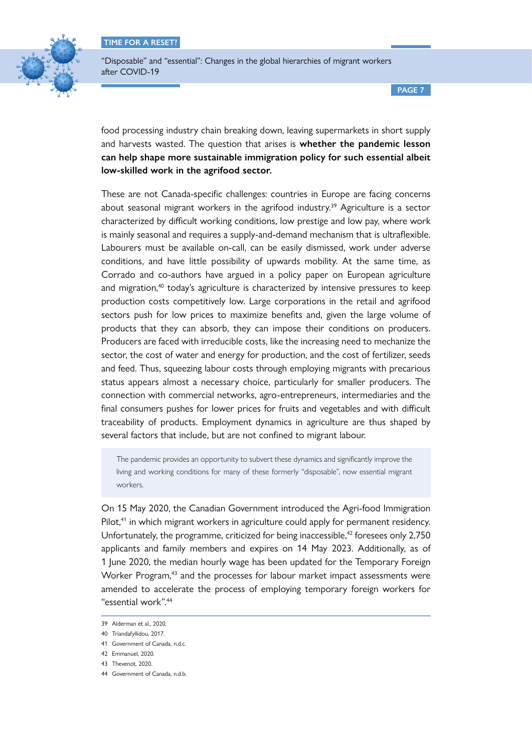food processing industry chain breaking down, leaving supermarkets in short supply and harvests wasted. The question that arises is **whether the pandemic lesson can help shape more sustainable immigration policy for such essential albeit low-skilled work in the agrifood sector.**

These are not Canada-specific challenges: countries in Europe are facing concerns about seasonal migrant workers in the agrifood industry.[39] Agriculture is a sector characterized by difficult working conditions, low prestige and low pay, where work is mainly seasonal and requires a supply-and-demand mechanism that is ultraflexible. Labourers must be available on-call, can be easily dismissed, work under adverse conditions, and have little possibility of upwards mobility. At the same time, as Corrado and co-authors have argued in a policy paper on European agriculture and migration,[40] today's agriculture is characterized by intensive pressures to keep production costs competitively low. Large corporations in the retail and agrifood sectors push for low prices to maximize benefits and, given the large volume of products that they can absorb, they can impose their conditions on producers. Producers are faced with irreducible costs, like the increasing need to mechanize the sector, the cost of water and energy for production, and the cost of fertilizer, seeds and feed. Thus, squeezing labour costs through employing migrants with precarious status appears almost a necessary choice, particularly for smaller producers. The connection with commercial networks, agro-entrepreneurs, intermediaries and the final consumers pushes for lower prices for fruits and vegetables and with difficult traceability of products. Employment dynamics in agriculture are thus shaped by several factors that include, but are not confined to migrant labour.

> The pandemic provides an opportunity to subvert these dynamics and significantly improve the living and working conditions for many of these formerly "disposable", now essential migrant workers.

On 15 May 2020, the Canadian Government introduced the Agri-food Immigration Pilot,[41] in which migrant workers in agriculture could apply for permanent residency. Unfortunately, the programme, criticized for being inaccessible,[42] foresees only 2,750 applicants and family members and expires on 14 May 2023. Additionally, as of 1 June 2020, the median hourly wage has been updated for the Temporary Foreign Worker Program,[43] and the processes for labour market impact assessments were amended to accelerate the process of employing temporary foreign workers for "essential work".[44]

---

39 Alderman et al., 2020.

40 Triandafyllidou, 2017.

41 Government of Canada, n.d.c.

42 Emmanuel, 2020.

43 Thevenot, 2020.

44 Government of Canada, n.d.b.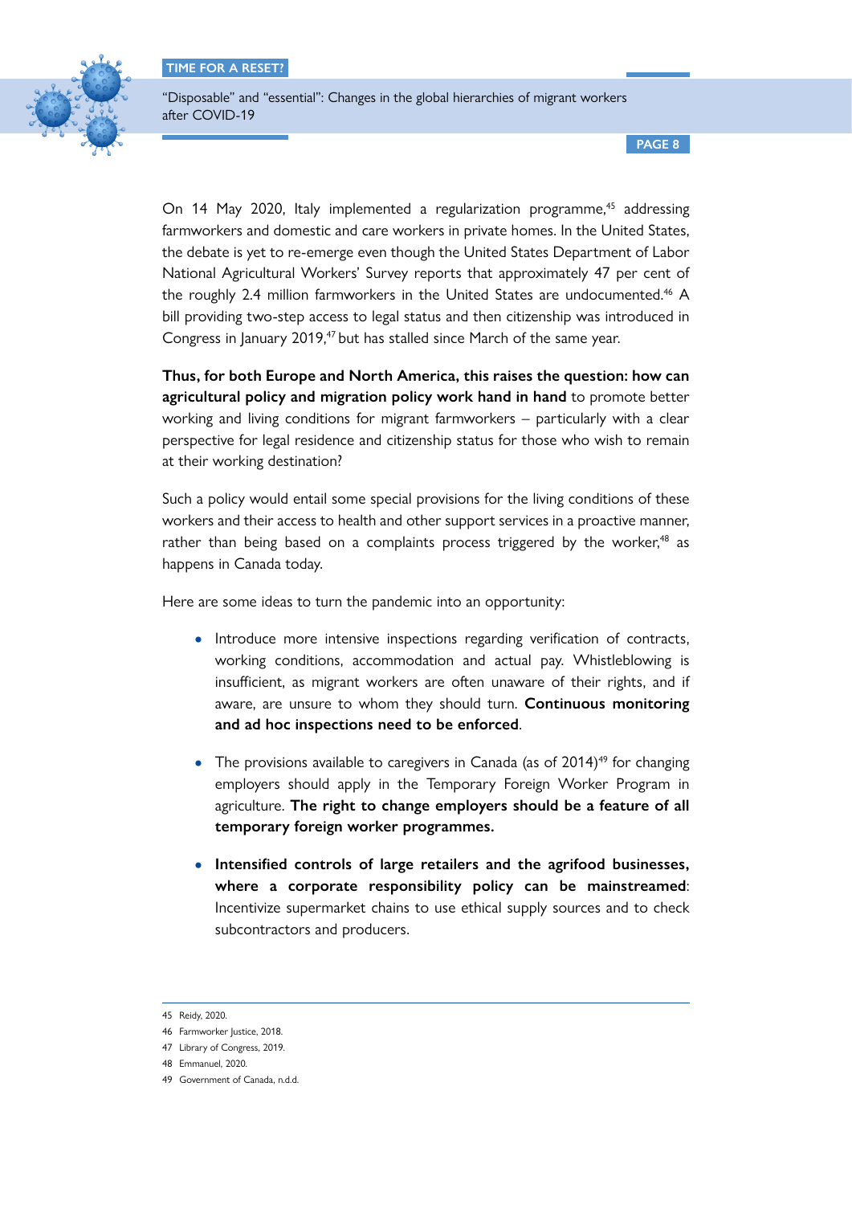On 14 May 2020, Italy implemented a regularization programme,[45] addressing farmworkers and domestic and care workers in private homes. In the United States, the debate is yet to re-emerge even though the United States Department of Labor National Agricultural Workers' Survey reports that approximately 47 per cent of the roughly 2.4 million farmworkers in the United States are undocumented.[46] A bill providing two-step access to legal status and then citizenship was introduced in Congress in January 2019,[47] but has stalled since March of the same year.

**Thus, for both Europe and North America, this raises the question: how can agricultural policy and migration policy work hand in hand** to promote better working and living conditions for migrant farmworkers – particularly with a clear perspective for legal residence and citizenship status for those who wish to remain at their working destination?

Such a policy would entail some special provisions for the living conditions of these workers and their access to health and other support services in a proactive manner, rather than being based on a complaints process triggered by the worker,[48] as happens in Canada today.

Here are some ideas to turn the pandemic into an opportunity:

- Introduce more intensive inspections regarding verification of contracts, working conditions, accommodation and actual pay. Whistleblowing is insufficient, as migrant workers are often unaware of their rights, and if aware, are unsure to whom they should turn. **Continuous monitoring and ad hoc inspections need to be enforced**.

- The provisions available to caregivers in Canada (as of 2014)[49] for changing employers should apply in the Temporary Foreign Worker Program in agriculture. **The right to change employers should be a feature of all temporary foreign worker programmes.**

- **Intensified controls of large retailers and the agrifood businesses, where a corporate responsibility policy can be mainstreamed**: Incentivize supermarket chains to use ethical supply sources and to check subcontractors and producers.

---

45 Reidy, 2020.

46 Farmworker Justice, 2018.

47 Library of Congress, 2019.

48 Emmanuel, 2020.

49 Government of Canada, n.d.d.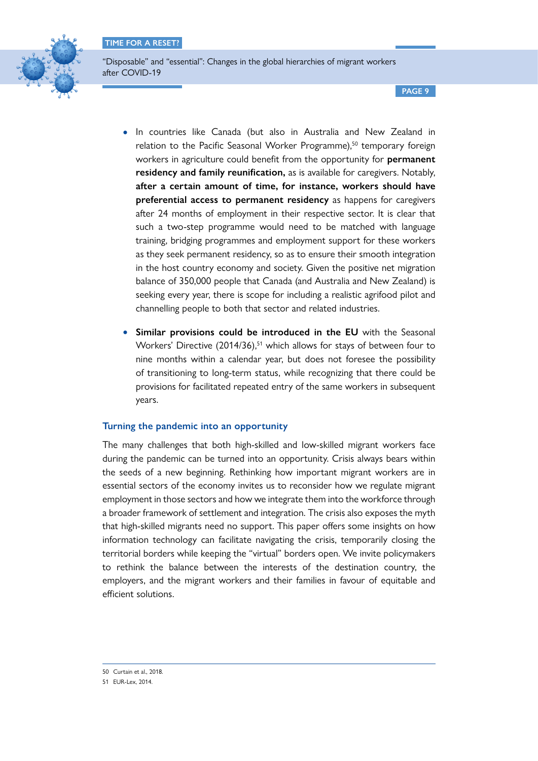- In countries like Canada (but also in Australia and New Zealand in relation to the Pacific Seasonal Worker Programme),[50] temporary foreign workers in agriculture could benefit from the opportunity for **permanent residency and family reunification,** as is available for caregivers. Notably, **after a certain amount of time, for instance, workers should have preferential access to permanent residency** as happens for caregivers after 24 months of employment in their respective sector. It is clear that such a two-step programme would need to be matched with language training, bridging programmes and employment support for these workers as they seek permanent residency, so as to ensure their smooth integration in the host country economy and society. Given the positive net migration balance of 350,000 people that Canada (and Australia and New Zealand) is seeking every year, there is scope for including a realistic agrifood pilot and channelling people to both that sector and related industries.

- **Similar provisions could be introduced in the EU** with the Seasonal Workers' Directive (2014/36),[51] which allows for stays of between four to nine months within a calendar year, but does not foresee the possibility of transitioning to long-term status, while recognizing that there could be provisions for facilitated repeated entry of the same workers in subsequent years.

### Turning the pandemic into an opportunity

The many challenges that both high-skilled and low-skilled migrant workers face during the pandemic can be turned into an opportunity. Crisis always bears within the seeds of a new beginning. Rethinking how important migrant workers are in essential sectors of the economy invites us to reconsider how we regulate migrant employment in those sectors and how we integrate them into the workforce through a broader framework of settlement and integration. The crisis also exposes the myth that high-skilled migrants need no support. This paper offers some insights on how information technology can facilitate navigating the crisis, temporarily closing the territorial borders while keeping the "virtual" borders open. We invite policymakers to rethink the balance between the interests of the destination country, the employers, and the migrant workers and their families in favour of equitable and efficient solutions.

---

50 Curtain et al., 2018.

51 EUR-Lex, 2014.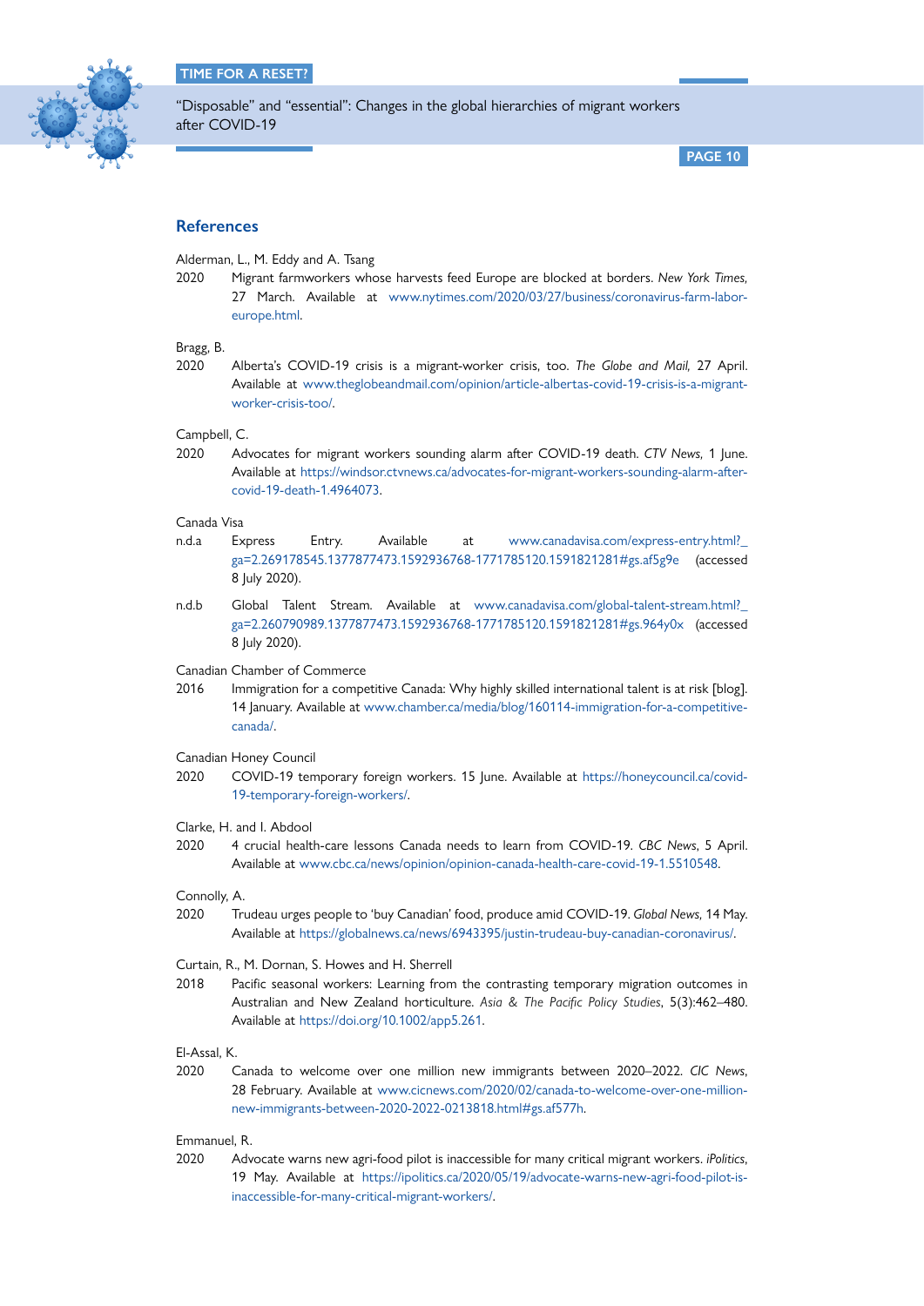## References

Alderman, L., M. Eddy and A. Tsang

2020 Migrant farmworkers whose harvests feed Europe are blocked at borders. *New York Times*, 27 March. Available at www.nytimes.com/2020/03/27/business/coronavirus-farm-labor-europe.html.

Bragg, B.

2020 Alberta's COVID-19 crisis is a migrant-worker crisis, too. *The Globe and Mail*, 27 April. Available at www.theglobeandmail.com/opinion/article-albertas-covid-19-crisis-is-a-migrant-worker-crisis-too/.

Campbell, C.

2020 Advocates for migrant workers sounding alarm after COVID-19 death. *CTV News*, 1 June. Available at https://windsor.ctvnews.ca/advocates-for-migrant-workers-sounding-alarm-after-covid-19-death-1.4964073.

Canada Visa

n.d.a Express Entry. Available at www.canadavisa.com/express-entry.html?_ga=2.269178545.1377877473.1592936768-1771785120.1591821281#gs.af5g9e (accessed 8 July 2020).

n.d.b Global Talent Stream. Available at www.canadavisa.com/global-talent-stream.html?_ga=2.260790989.1377877473.1592936768-1771785120.1591821281#gs.964y0x (accessed 8 July 2020).

Canadian Chamber of Commerce

2016 Immigration for a competitive Canada: Why highly skilled international talent is at risk [blog]. 14 January. Available at www.chamber.ca/media/blog/160114-immigration-for-a-competitive-canada/.

Canadian Honey Council

2020 COVID-19 temporary foreign workers. 15 June. Available at https://honeycouncil.ca/covid-19-temporary-foreign-workers/.

Clarke, H. and I. Abdool

2020 4 crucial health-care lessons Canada needs to learn from COVID-19. *CBC News*, 5 April. Available at www.cbc.ca/news/opinion/opinion-canada-health-care-covid-19-1.5510548.

Connolly, A.

2020 Trudeau urges people to 'buy Canadian' food, produce amid COVID-19. *Global News*, 14 May. Available at https://globalnews.ca/news/6943395/justin-trudeau-buy-canadian-coronavirus/.

Curtain, R., M. Dornan, S. Howes and H. Sherrell

2018 Pacific seasonal workers: Learning from the contrasting temporary migration outcomes in Australian and New Zealand horticulture. *Asia & The Pacific Policy Studies*, 5(3):462–480. Available at https://doi.org/10.1002/app5.261.

El-Assal, K.

2020 Canada to welcome over one million new immigrants between 2020–2022. *CIC News*, 28 February. Available at www.cicnews.com/2020/02/canada-to-welcome-over-one-million-new-immigrants-between-2020-2022-0213818.html#gs.af577h.

Emmanuel, R.

2020 Advocate warns new agri-food pilot is inaccessible for many critical migrant workers. *iPolitics*, 19 May. Available at https://ipolitics.ca/2020/05/19/advocate-warns-new-agri-food-pilot-is-inaccessible-for-many-critical-migrant-workers/.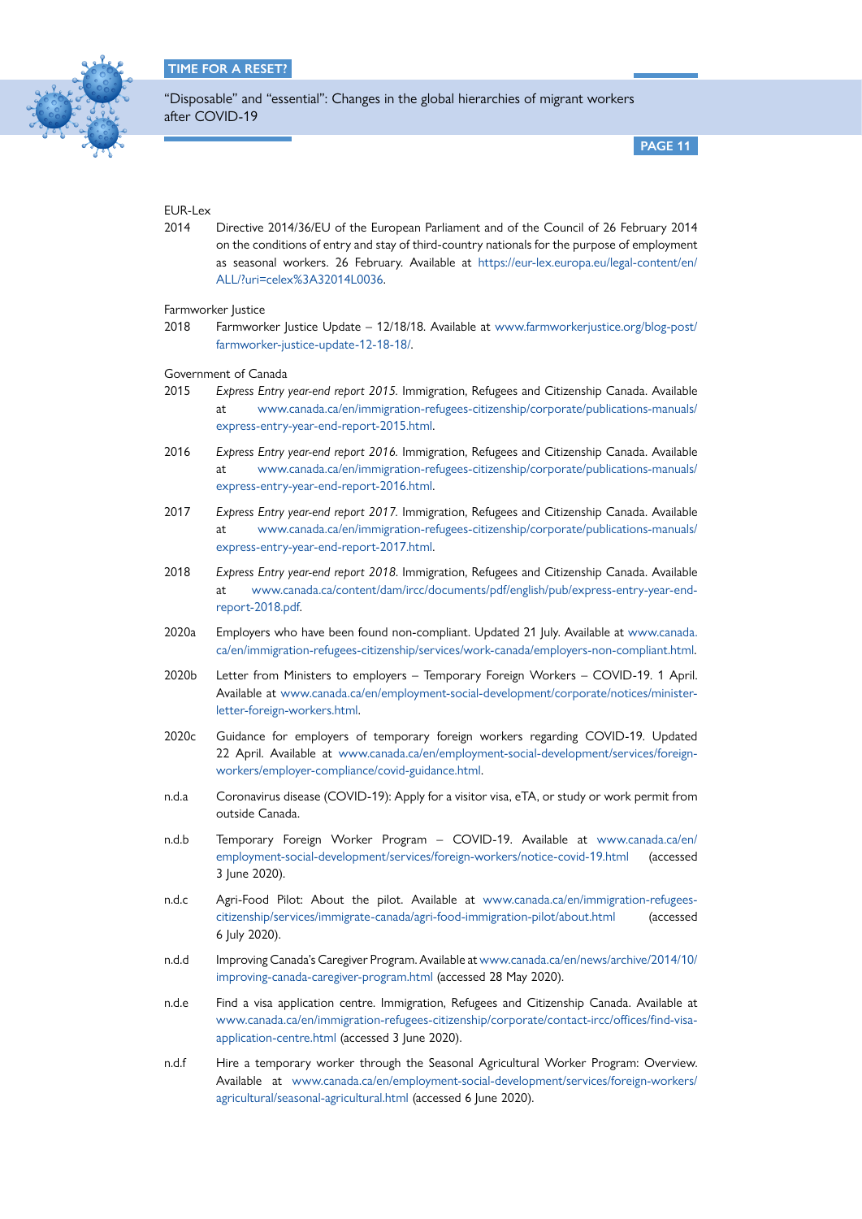EUR-Lex

2014 Directive 2014/36/EU of the European Parliament and of the Council of 26 February 2014 on the conditions of entry and stay of third-country nationals for the purpose of employment as seasonal workers. 26 February. Available at https://eur-lex.europa.eu/legal-content/en/ALL/?uri=celex%3A32014L0036.

Farmworker Justice

2018 Farmworker Justice Update – 12/18/18. Available at www.farmworkerjustice.org/blog-post/farmworker-justice-update-12-18-18/.

Government of Canada

2015 *Express Entry year-end report 2015*. Immigration, Refugees and Citizenship Canada. Available at www.canada.ca/en/immigration-refugees-citizenship/corporate/publications-manuals/express-entry-year-end-report-2015.html.

2016 *Express Entry year-end report 2016*. Immigration, Refugees and Citizenship Canada. Available at www.canada.ca/en/immigration-refugees-citizenship/corporate/publications-manuals/express-entry-year-end-report-2016.html.

2017 *Express Entry year-end report 2017*. Immigration, Refugees and Citizenship Canada. Available at www.canada.ca/en/immigration-refugees-citizenship/corporate/publications-manuals/express-entry-year-end-report-2017.html.

2018 *Express Entry year-end report 2018*. Immigration, Refugees and Citizenship Canada. Available at www.canada.ca/content/dam/ircc/documents/pdf/english/pub/express-entry-year-end-report-2018.pdf.

2020a Employers who have been found non-compliant. Updated 21 July. Available at www.canada.ca/en/immigration-refugees-citizenship/services/work-canada/employers-non-compliant.html.

2020b Letter from Ministers to employers – Temporary Foreign Workers – COVID-19. 1 April. Available at www.canada.ca/en/employment-social-development/corporate/notices/minister-letter-foreign-workers.html.

2020c Guidance for employers of temporary foreign workers regarding COVID-19. Updated 22 April. Available at www.canada.ca/en/employment-social-development/services/foreign-workers/employer-compliance/covid-guidance.html.

n.d.a Coronavirus disease (COVID-19): Apply for a visitor visa, eTA, or study or work permit from outside Canada.

n.d.b Temporary Foreign Worker Program – COVID-19. Available at www.canada.ca/en/employment-social-development/services/foreign-workers/notice-covid-19.html (accessed 3 June 2020).

n.d.c Agri-Food Pilot: About the pilot. Available at www.canada.ca/en/immigration-refugees-citizenship/services/immigrate-canada/agri-food-immigration-pilot/about.html (accessed 6 July 2020).

n.d.d Improving Canada's Caregiver Program. Available at www.canada.ca/en/news/archive/2014/10/improving-canada-caregiver-program.html (accessed 28 May 2020).

n.d.e Find a visa application centre. Immigration, Refugees and Citizenship Canada. Available at www.canada.ca/en/immigration-refugees-citizenship/corporate/contact-ircc/offices/find-visa-application-centre.html (accessed 3 June 2020).

n.d.f Hire a temporary worker through the Seasonal Agricultural Worker Program: Overview. Available at www.canada.ca/en/employment-social-development/services/foreign-workers/agricultural/seasonal-agricultural.html (accessed 6 June 2020).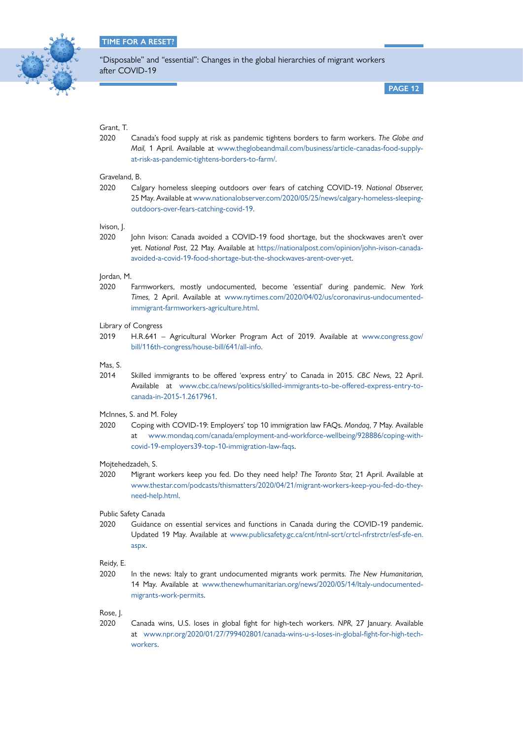Grant, T.

2020 Canada's food supply at risk as pandemic tightens borders to farm workers. *The Globe and Mail,* 1 April. Available at www.theglobeandmail.com/business/article-canadas-food-supply-at-risk-as-pandemic-tightens-borders-to-farm/.

Graveland, B.

2020 Calgary homeless sleeping outdoors over fears of catching COVID-19. *National Observer,* 25 May. Available at www.nationalobserver.com/2020/05/25/news/calgary-homeless-sleeping-outdoors-over-fears-catching-covid-19.

Ivison, J.

2020 John Ivison: Canada avoided a COVID-19 food shortage, but the shockwaves aren't over yet. *National Post,* 22 May. Available at https://nationalpost.com/opinion/john-ivison-canada-avoided-a-covid-19-food-shortage-but-the-shockwaves-arent-over-yet.

Jordan, M.

2020 Farmworkers, mostly undocumented, become 'essential' during pandemic. *New York Times,* 2 April. Available at www.nytimes.com/2020/04/02/us/coronavirus-undocumented-immigrant-farmworkers-agriculture.html.

Library of Congress

2019 H.R.641 – Agricultural Worker Program Act of 2019. Available at www.congress.gov/bill/116th-congress/house-bill/641/all-info.

Mas, S.

2014 Skilled immigrants to be offered 'express entry' to Canada in 2015. *CBC News,* 22 April. Available at www.cbc.ca/news/politics/skilled-immigrants-to-be-offered-express-entry-to-canada-in-2015-1.2617961.

McInnes, S. and M. Foley

2020 Coping with COVID-19: Employers' top 10 immigration law FAQs. *Mondaq,* 7 May. Available at www.mondaq.com/canada/employment-and-workforce-wellbeing/928886/coping-with-covid-19-employers39-top-10-immigration-law-faqs.

Mojtehedzadeh, S.

2020 Migrant workers keep you fed. Do they need help? *The Toronto Star,* 21 April. Available at www.thestar.com/podcasts/thismatters/2020/04/21/migrant-workers-keep-you-fed-do-they-need-help.html.

Public Safety Canada

2020 Guidance on essential services and functions in Canada during the COVID-19 pandemic. Updated 19 May. Available at www.publicsafety.gc.ca/cnt/ntnl-scrt/crtcl-nfrstrctr/esf-sfe-en.aspx.

Reidy, E.

2020 In the news: Italy to grant undocumented migrants work permits. *The New Humanitarian,* 14 May. Available at www.thenewhumanitarian.org/news/2020/05/14/Italy-undocumented-migrants-work-permits.

Rose, J.

2020 Canada wins, U.S. loses in global fight for high-tech workers. *NPR,* 27 January. Available at www.npr.org/2020/01/27/799402801/canada-wins-u-s-loses-in-global-fight-for-high-tech-workers.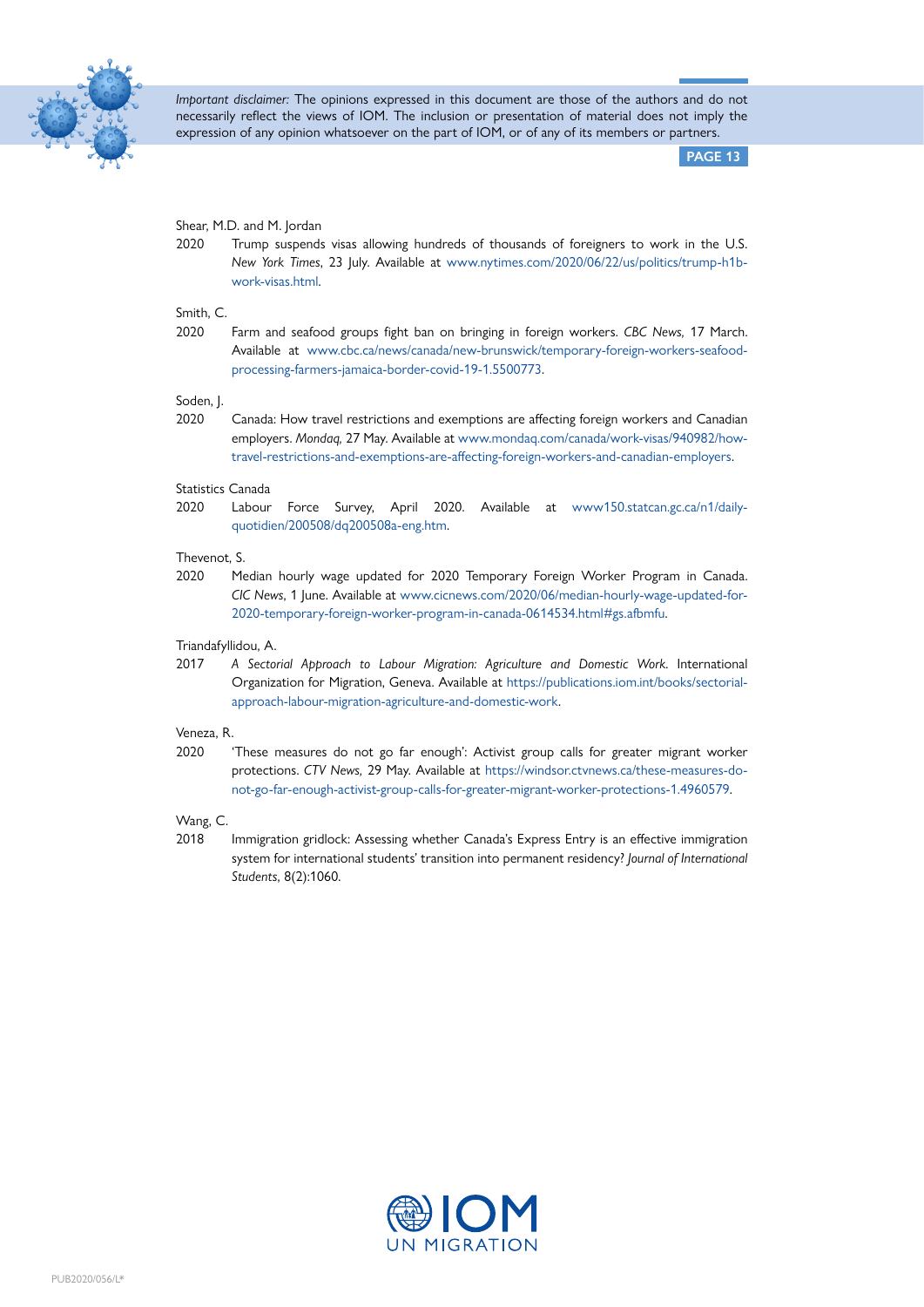Shear, M.D. and M. Jordan

2020 Trump suspends visas allowing hundreds of thousands of foreigners to work in the U.S. *New York Times*, 23 July. Available at www.nytimes.com/2020/06/22/us/politics/trump-h1b-work-visas.html.

Smith, C.

2020 Farm and seafood groups fight ban on bringing in foreign workers. *CBC News,* 17 March. Available at www.cbc.ca/news/canada/new-brunswick/temporary-foreign-workers-seafood-processing-farmers-jamaica-border-covid-19-1.5500773.

Soden, J.

2020 Canada: How travel restrictions and exemptions are affecting foreign workers and Canadian employers. *Mondaq,* 27 May. Available at www.mondaq.com/canada/work-visas/940982/how-travel-restrictions-and-exemptions-are-affecting-foreign-workers-and-canadian-employers.

Statistics Canada

2020 Labour Force Survey, April 2020. Available at www150.statcan.gc.ca/n1/daily-quotidien/200508/dq200508a-eng.htm.

Thevenot, S.

2020 Median hourly wage updated for 2020 Temporary Foreign Worker Program in Canada. *CIC News*, 1 June. Available at www.cicnews.com/2020/06/median-hourly-wage-updated-for-2020-temporary-foreign-worker-program-in-canada-0614534.html#gs.afbmfu.

Triandafyllidou, A.

2017 *A Sectorial Approach to Labour Migration: Agriculture and Domestic Work*. International Organization for Migration, Geneva. Available at https://publications.iom.int/books/sectorial-approach-labour-migration-agriculture-and-domestic-work.

Veneza, R.

2020 'These measures do not go far enough': Activist group calls for greater migrant worker protections. *CTV News,* 29 May. Available at https://windsor.ctvnews.ca/these-measures-do-not-go-far-enough-activist-group-calls-for-greater-migrant-worker-protections-1.4960579.

Wang, C.

2018 Immigration gridlock: Assessing whether Canada's Express Entry is an effective immigration system for international students' transition into permanent residency? *Journal of International Students*, 8(2):1060.